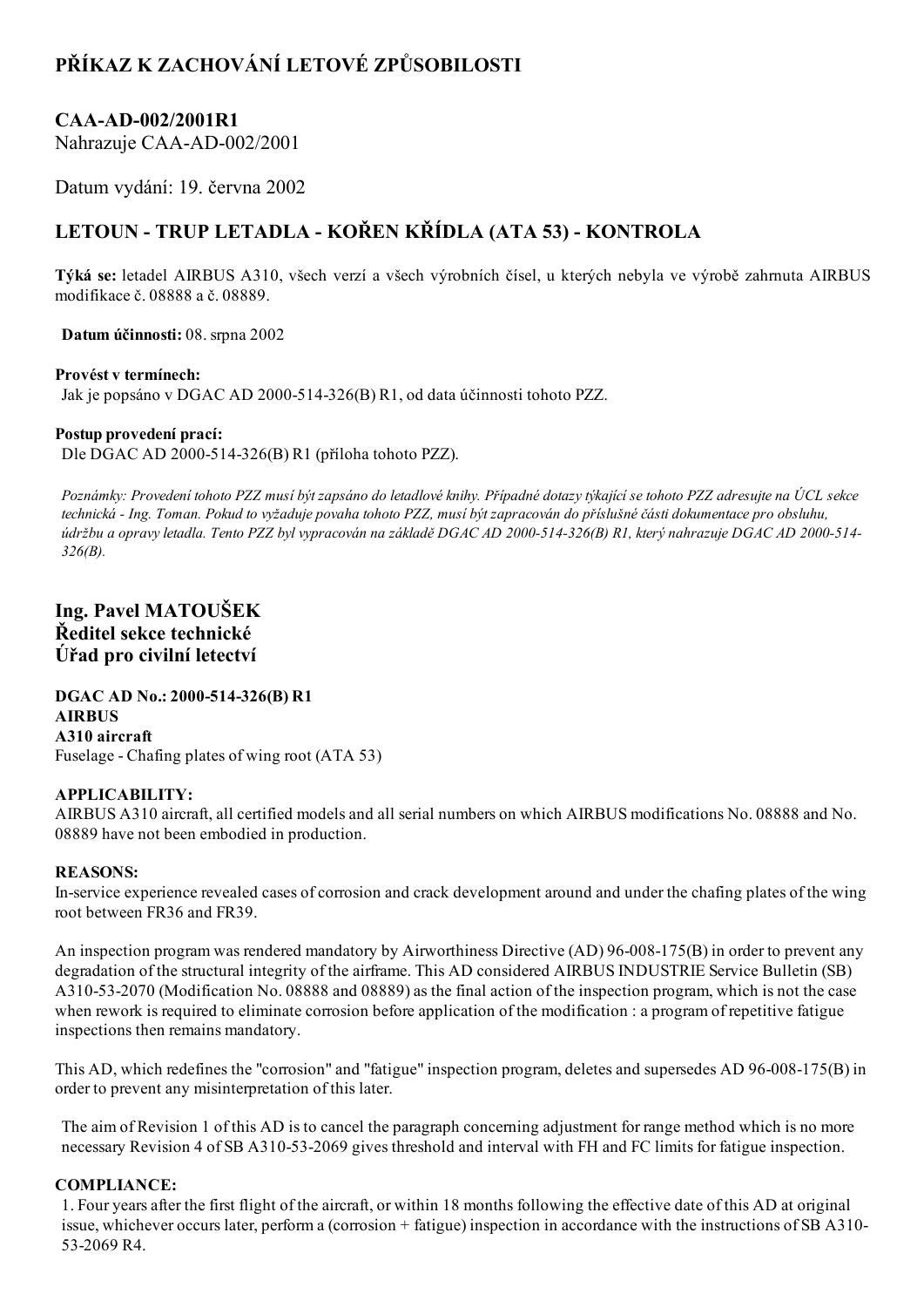# PŘÍKAZ K ZACHOVÁNÍ LETOVÉ ZPŮSOBILOSTI

## CAA-AD-002/2001R1

Nahrazuje CAA-AD-002/2001

Datum vydání: 19. června 2002

## LETOUN - TRUP LETADLA - KOŘEN KŘÍDLA (ATA 53) - KONTROLA

**Týká se:** letadel AIRBUS A310, všech verzí a všech výrobních čísel, u kterých nebyla ve výrobě zahrnuta AIRBUS modifikace č. 08888 a č. 08889.

**Datum účinnosti:** 08. srpna 2002

**Provést v termínech:**
Jak je popsáno v DGAC AD 2000-514-326(B) R1, od data účinnosti tohoto PZZ.

**Postup provedení prací:**
Dle DGAC AD 2000-514-326(B) R1 (příloha tohoto PZZ).

*Poznámky: Provedení tohoto PZZ musí být zapsáno do letadlové knihy. Případné dotazy týkající se tohoto PZZ adresujte na ÚCL sekce technická - Ing. Toman. Pokud to vyžaduje povaha tohoto PZZ, musí být zapracován do příslušné části dokumentace pro obsluhu, údržbu a opravy letadla. Tento PZZ byl vypracován na základě DGAC AD 2000-514-326(B) R1, který nahrazuje DGAC AD 2000-514-326(B).*

**Ing. Pavel MATOUŠEK**
**Ředitel sekce technické**
**Úřad pro civilní letectví**

**DGAC AD No.: 2000-514-326(B) R1**
**AIRBUS**
**A310 aircraft**
Fuselage - Chafing plates of wing root (ATA 53)

**APPLICABILITY:**
AIRBUS A310 aircraft, all certified models and all serial numbers on which AIRBUS modifications No. 08888 and No. 08889 have not been embodied in production.

**REASONS:**
In-service experience revealed cases of corrosion and crack development arround and under the chafing plates of the wing root between FR36 and FR39.

An inspection program was rendered mandatory by Airworthiness Directive (AD) 96-008-175(B) in order to prevent any degradation of the structural integrity of the airframe. This AD considered AIRBUS INDUSTRIE Service Bulletin (SB) A310-53-2070 (Modification No. 08888 and 08889) as the final action of the inspection program, which is not the case when rework is required to eliminate corrosion before application of the modification : a program of repetitive fatigue inspections then remains mandatory.

This AD, which redefines the "corrosion" and "fatigue" inspection program, deletes and supersedes AD 96-008-175(B) in order to prevent any misinterpretation of this later.

The aim of Revision 1 of this AD is to cancel the paragraph concerning adjustment for range method which is no more necessary Revision 4 of SB A310-53-2069 gives threshold and interval with FH and FC limits for fatigue inspection.

**COMPLIANCE:**

1. Four years after the first flight of the aircraft, or within 18 months following the effective date of this AD at original issue, whichever occurs later, perform a (corrosion + fatigue) inspection in accordance with the instructions of SB A310-53-2069 R4.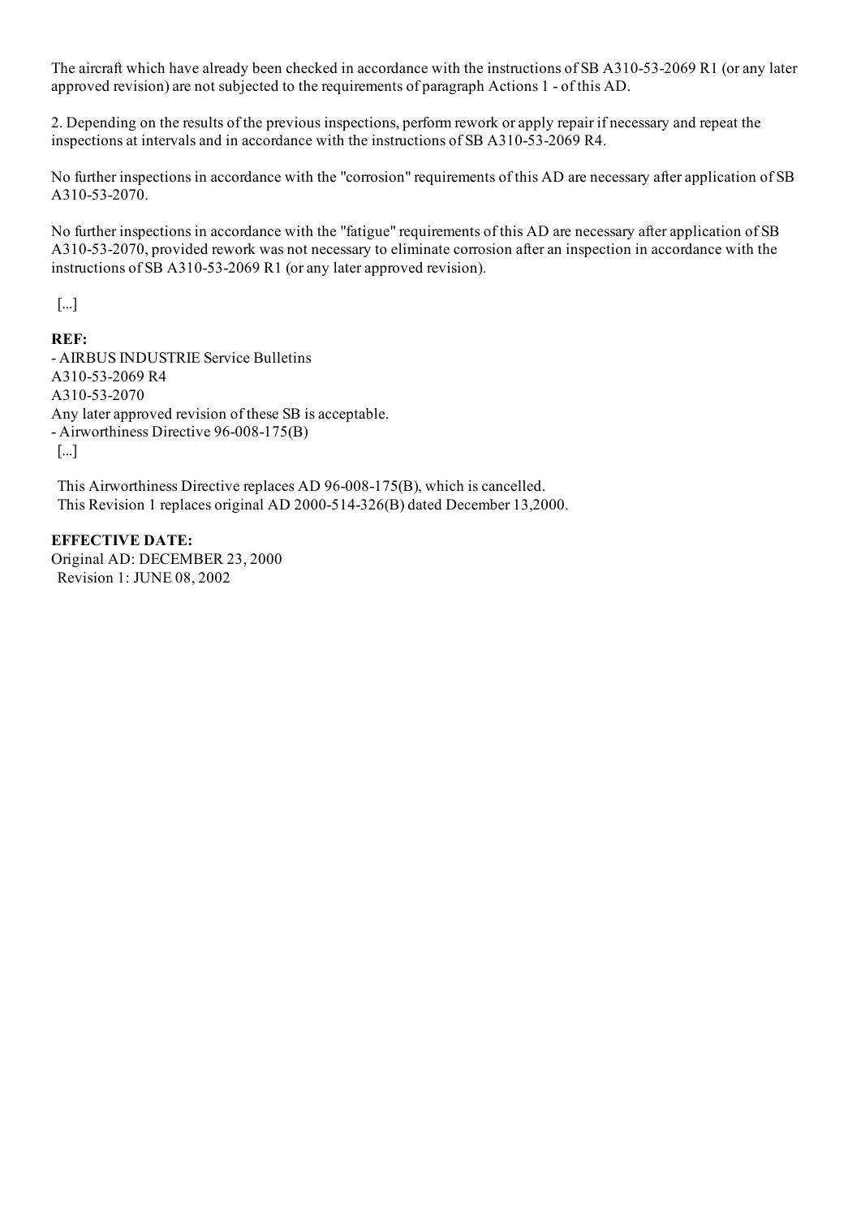The aircraft which have already been checked in accordance with the instructions of SB A310-53-2069 R1 (or any later approved revision) are not subjected to the requirements of paragraph Actions 1 - of this AD.

2. Depending on the results of the previous inspections, perform rework or apply repair if necessary and repeat the inspections at intervals and in accordance with the instructions of SB A310-53-2069 R4.

No further inspections in accordance with the "corrosion" requirements of this AD are necessary after application of SB A310-53-2070.

No further inspections in accordance with the "fatigue" requirements of this AD are necessary after application of SB A310-53-2070, provided rework was not necessary to eliminate corrosion after an inspection in accordance with the instructions of SB A310-53-2069 R1 (or any later approved revision).

[...]

**REF:**
- AIRBUS INDUSTRIE Service Bulletins
A310-53-2069 R4
A310-53-2070
Any later approved revision of these SB is acceptable.
- Airworthiness Directive 96-008-175(B)
[...]

This Airworthiness Directive replaces AD 96-008-175(B), which is cancelled.
This Revision 1 replaces original AD 2000-514-326(B) dated December 13,2000.

**EFFECTIVE DATE:**
Original AD: DECEMBER 23, 2000
Revision 1: JUNE 08, 2002